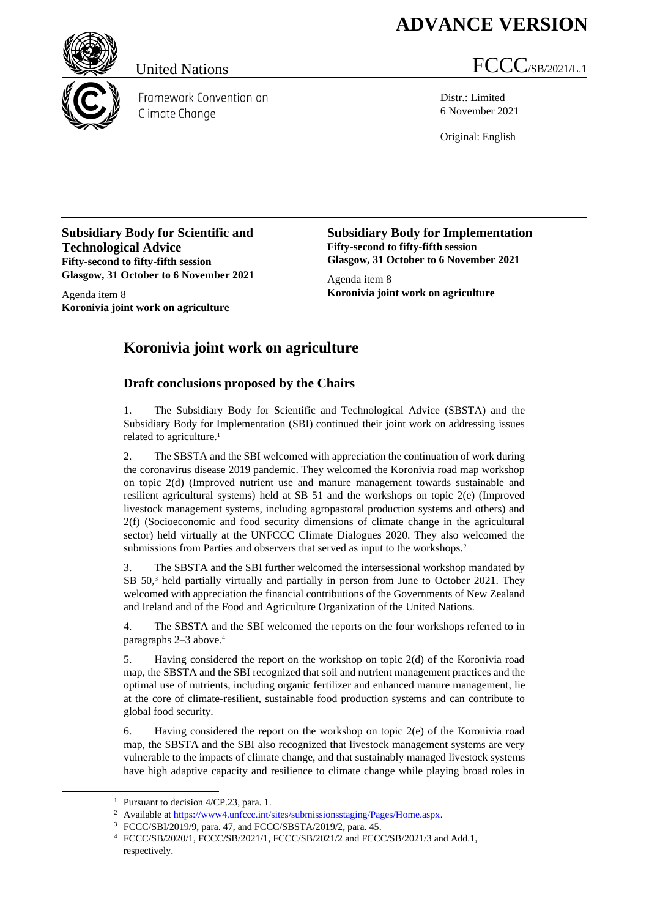**ADVANCE VERSION**

United Nations

FCCC/SB/2021/L.1

Framework Convention on Climate Change

Distr.: Limited
6 November 2021

Original: English

**Subsidiary Body for Scientific and Technological Advice**
**Fifty-second to fifty-fifth session**
**Glasgow, 31 October to 6 November 2021**

Agenda item 8
**Koronivia joint work on agriculture**

**Subsidiary Body for Implementation**
**Fifty-second to fifty-fifth session**
**Glasgow, 31 October to 6 November 2021**

Agenda item 8
**Koronivia joint work on agriculture**

# Koronivia joint work on agriculture

## Draft conclusions proposed by the Chairs

1. The Subsidiary Body for Scientific and Technological Advice (SBSTA) and the Subsidiary Body for Implementation (SBI) continued their joint work on addressing issues related to agriculture.[1]

2. The SBSTA and the SBI welcomed with appreciation the continuation of work during the coronavirus disease 2019 pandemic. They welcomed the Koronivia road map workshop on topic 2(d) (Improved nutrient use and manure management towards sustainable and resilient agricultural systems) held at SB 51 and the workshops on topic 2(e) (Improved livestock management systems, including agropastoral production systems and others) and 2(f) (Socioeconomic and food security dimensions of climate change in the agricultural sector) held virtually at the UNFCCC Climate Dialogues 2020. They also welcomed the submissions from Parties and observers that served as input to the workshops.[2]

3. The SBSTA and the SBI further welcomed the intersessional workshop mandated by SB 50,[3] held partially virtually and partially in person from June to October 2021. They welcomed with appreciation the financial contributions of the Governments of New Zealand and Ireland and of the Food and Agriculture Organization of the United Nations.

4. The SBSTA and the SBI welcomed the reports on the four workshops referred to in paragraphs 2–3 above.[4]

5. Having considered the report on the workshop on topic 2(d) of the Koronivia road map, the SBSTA and the SBI recognized that soil and nutrient management practices and the optimal use of nutrients, including organic fertilizer and enhanced manure management, lie at the core of climate-resilient, sustainable food production systems and can contribute to global food security.

6. Having considered the report on the workshop on topic 2(e) of the Koronivia road map, the SBSTA and the SBI also recognized that livestock management systems are very vulnerable to the impacts of climate change, and that sustainably managed livestock systems have high adaptive capacity and resilience to climate change while playing broad roles in

---

[1] Pursuant to decision 4/CP.23, para. 1.

[2] Available at https://www4.unfccc.int/sites/submissionsstaging/Pages/Home.aspx.

[3] FCCC/SBI/2019/9, para. 47, and FCCC/SBSTA/2019/2, para. 45.

[4] FCCC/SB/2020/1, FCCC/SB/2021/1, FCCC/SB/2021/2 and FCCC/SB/2021/3 and Add.1, respectively.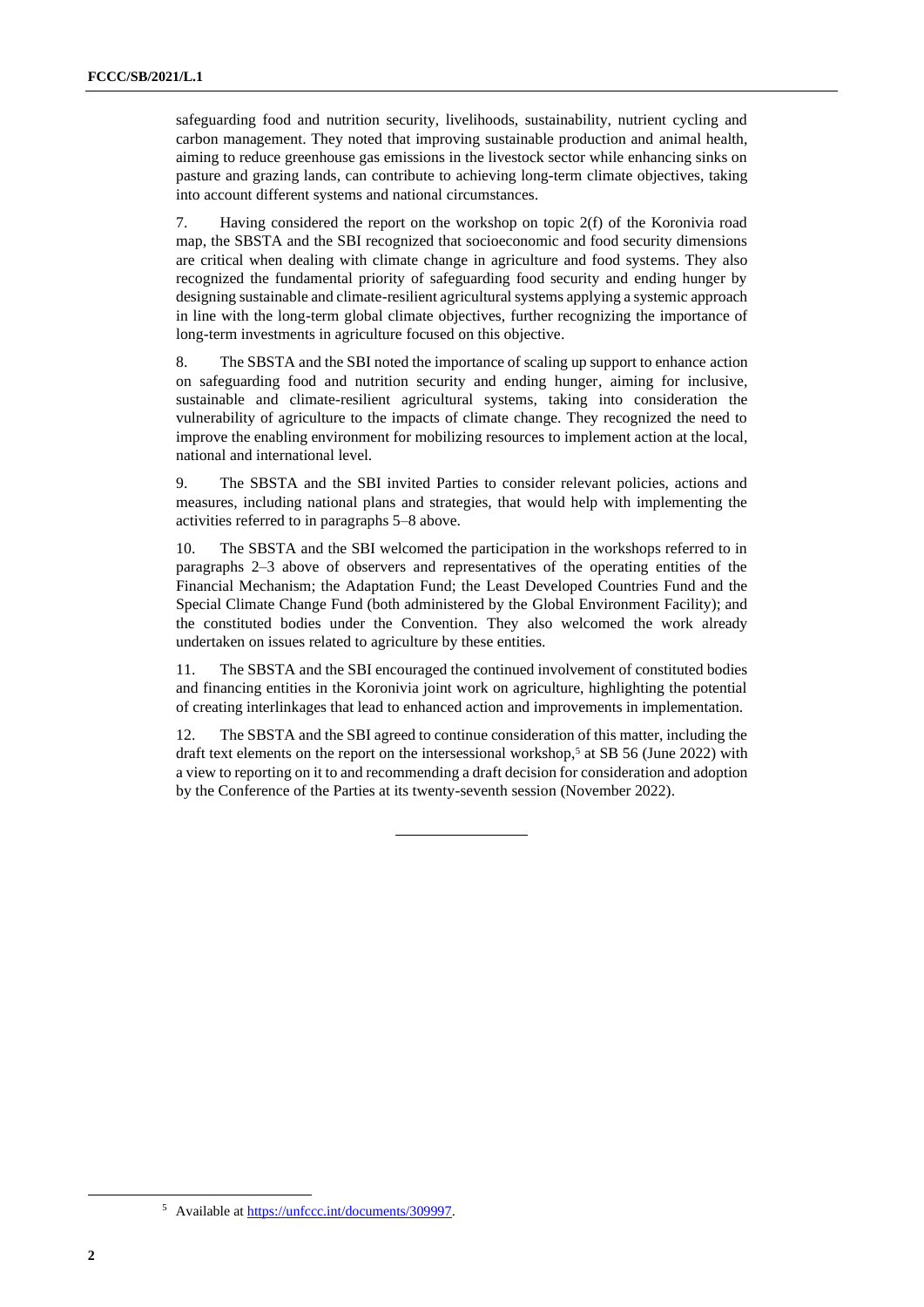safeguarding food and nutrition security, livelihoods, sustainability, nutrient cycling and carbon management. They noted that improving sustainable production and animal health, aiming to reduce greenhouse gas emissions in the livestock sector while enhancing sinks on pasture and grazing lands, can contribute to achieving long-term climate objectives, taking into account different systems and national circumstances.

7. Having considered the report on the workshop on topic 2(f) of the Koronivia road map, the SBSTA and the SBI recognized that socioeconomic and food security dimensions are critical when dealing with climate change in agriculture and food systems. They also recognized the fundamental priority of safeguarding food security and ending hunger by designing sustainable and climate-resilient agricultural systems applying a systemic approach in line with the long-term global climate objectives, further recognizing the importance of long-term investments in agriculture focused on this objective.

8. The SBSTA and the SBI noted the importance of scaling up support to enhance action on safeguarding food and nutrition security and ending hunger, aiming for inclusive, sustainable and climate-resilient agricultural systems, taking into consideration the vulnerability of agriculture to the impacts of climate change. They recognized the need to improve the enabling environment for mobilizing resources to implement action at the local, national and international level.

9. The SBSTA and the SBI invited Parties to consider relevant policies, actions and measures, including national plans and strategies, that would help with implementing the activities referred to in paragraphs 5–8 above.

10. The SBSTA and the SBI welcomed the participation in the workshops referred to in paragraphs 2–3 above of observers and representatives of the operating entities of the Financial Mechanism; the Adaptation Fund; the Least Developed Countries Fund and the Special Climate Change Fund (both administered by the Global Environment Facility); and the constituted bodies under the Convention. They also welcomed the work already undertaken on issues related to agriculture by these entities.

11. The SBSTA and the SBI encouraged the continued involvement of constituted bodies and financing entities in the Koronivia joint work on agriculture, highlighting the potential of creating interlinkages that lead to enhanced action and improvements in implementation.

12. The SBSTA and the SBI agreed to continue consideration of this matter, including the draft text elements on the report on the intersessional workshop,[5] at SB 56 (June 2022) with a view to reporting on it to and recommending a draft decision for consideration and adoption by the Conference of the Parties at its twenty-seventh session (November 2022).

---

[5] Available at https://unfccc.int/documents/309997.